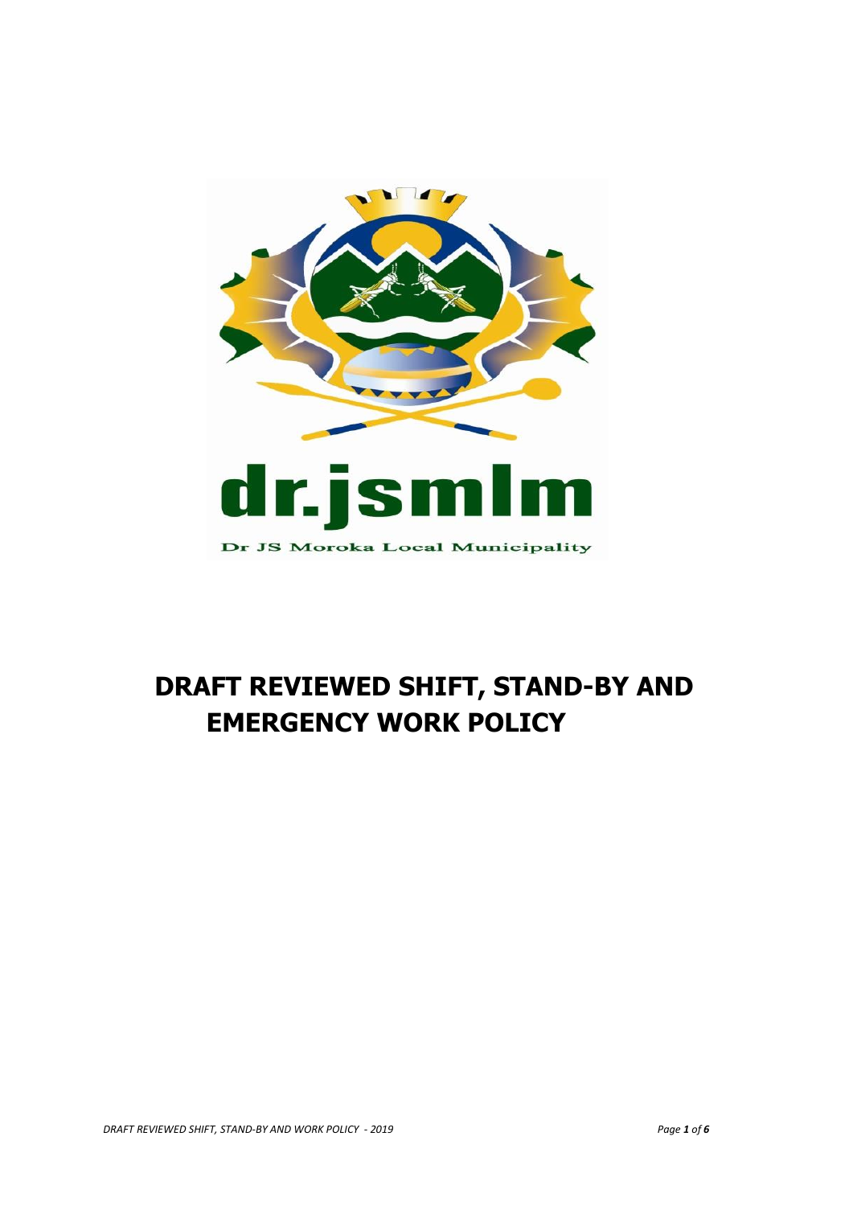dr.jsmlm

Dr JS Moroka Local Municipality

# DRAFT REVIEWED SHIFT, STAND-BY AND EMERGENCY WORK POLICY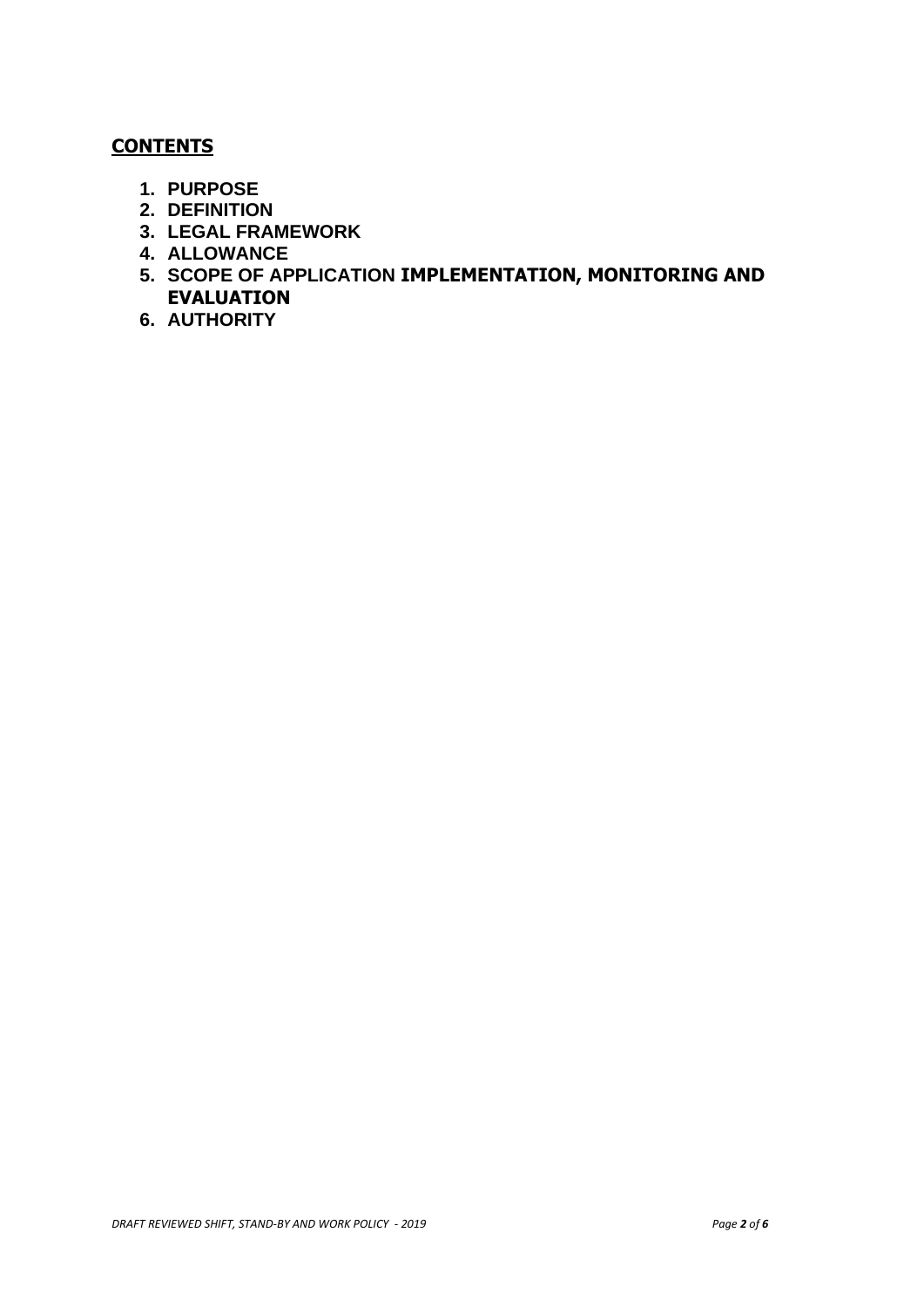## **CONTENTS**

1. **PURPOSE**
2. **DEFINITION**
3. **LEGAL FRAMEWORK**
4. **ALLOWANCE**
5. **SCOPE OF APPLICATION IMPLEMENTATION, MONITORING AND EVALUATION**
6. **AUTHORITY**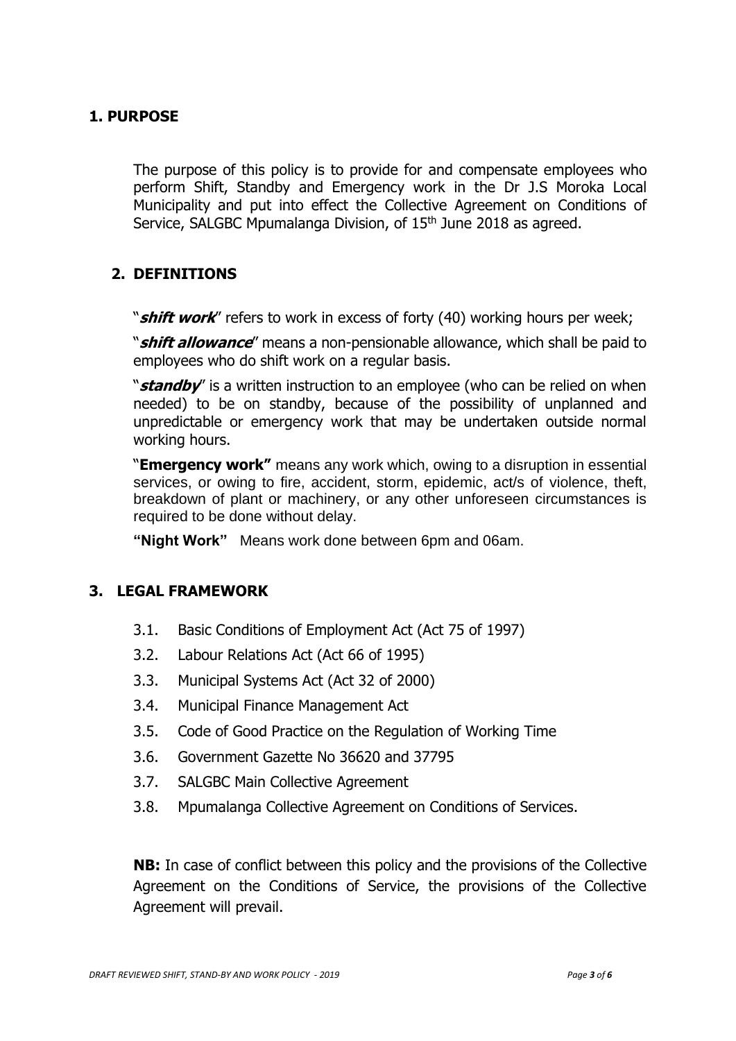## 1. PURPOSE

The purpose of this policy is to provide for and compensate employees who perform Shift, Standby and Emergency work in the Dr J.S Moroka Local Municipality and put into effect the Collective Agreement on Conditions of Service, SALGBC Mpumalanga Division, of 15th June 2018 as agreed.

## 2. DEFINITIONS

"***shift work***" refers to work in excess of forty (40) working hours per week;

"***shift allowance***" means a non-pensionable allowance, which shall be paid to employees who do shift work on a regular basis.

"***standby***" is a written instruction to an employee (who can be relied on when needed) to be on standby, because of the possibility of unplanned and unpredictable or emergency work that may be undertaken outside normal working hours.

"**Emergency work"** means any work which, owing to a disruption in essential services, or owing to fire, accident, storm, epidemic, act/s of violence, theft, breakdown of plant or machinery, or any other unforeseen circumstances is required to be done without delay.

**"Night Work"** Means work done between 6pm and 06am.

## 3. LEGAL FRAMEWORK

3.1. Basic Conditions of Employment Act (Act 75 of 1997)

3.2. Labour Relations Act (Act 66 of 1995)

3.3. Municipal Systems Act (Act 32 of 2000)

3.4. Municipal Finance Management Act

3.5. Code of Good Practice on the Regulation of Working Time

3.6. Government Gazette No 36620 and 37795

3.7. SALGBC Main Collective Agreement

3.8. Mpumalanga Collective Agreement on Conditions of Services.

**NB:** In case of conflict between this policy and the provisions of the Collective Agreement on the Conditions of Service, the provisions of the Collective Agreement will prevail.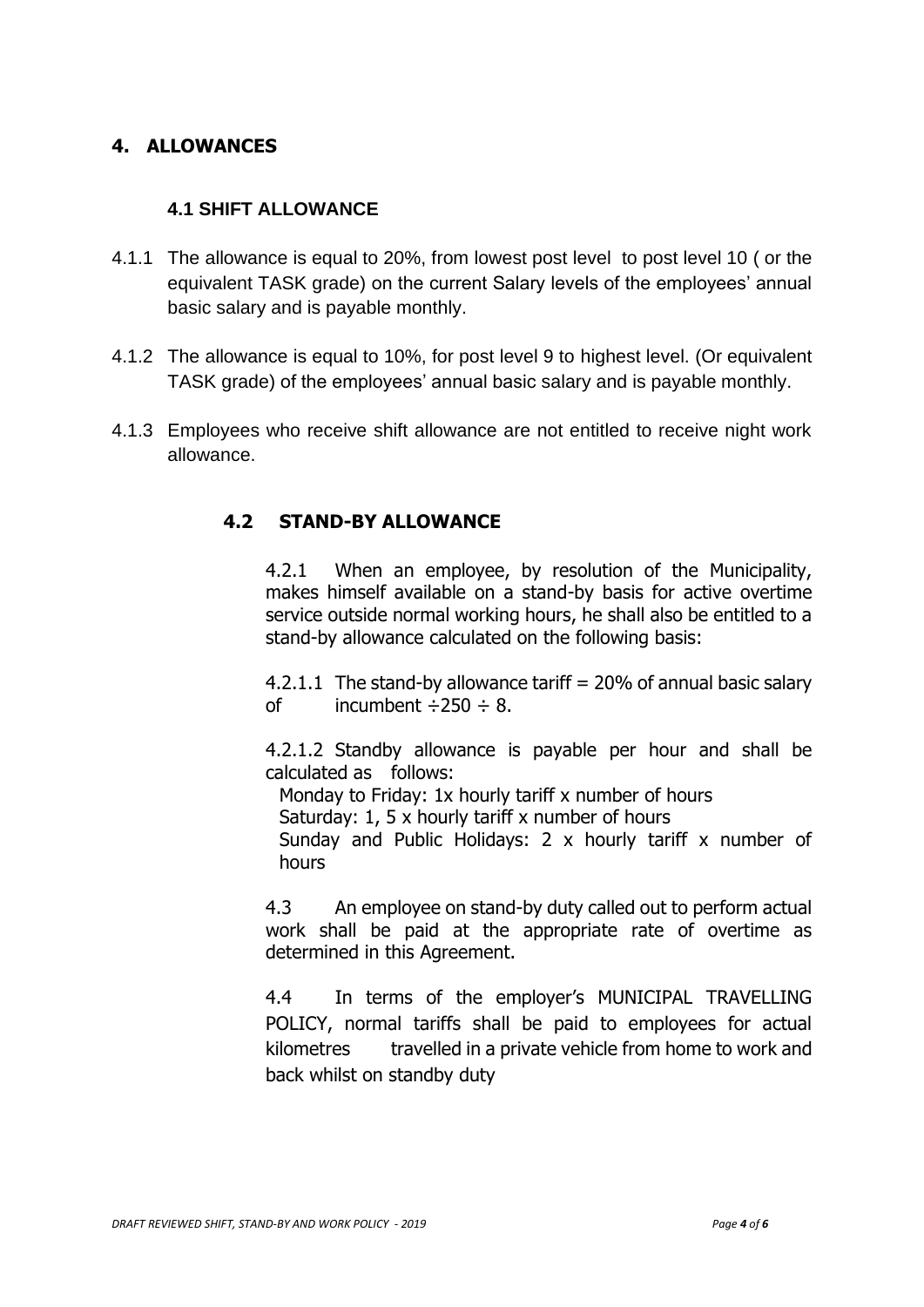## 4. ALLOWANCES

### 4.1 SHIFT ALLOWANCE

4.1.1 The allowance is equal to 20%, from lowest post level to post level 10 ( or the equivalent TASK grade) on the current Salary levels of the employees' annual basic salary and is payable monthly.

4.1.2 The allowance is equal to 10%, for post level 9 to highest level. (Or equivalent TASK grade) of the employees' annual basic salary and is payable monthly.

4.1.3 Employees who receive shift allowance are not entitled to receive night work allowance.

### 4.2 STAND-BY ALLOWANCE

4.2.1 When an employee, by resolution of the Municipality, makes himself available on a stand-by basis for active overtime service outside normal working hours, he shall also be entitled to a stand-by allowance calculated on the following basis:

4.2.1.1 The stand-by allowance tariff = 20% of annual basic salary of incumbent ÷250 ÷ 8.

4.2.1.2 Standby allowance is payable per hour and shall be calculated as follows:

Monday to Friday: 1x hourly tariff x number of hours
Saturday: 1, 5 x hourly tariff x number of hours
Sunday and Public Holidays: 2 x hourly tariff x number of hours

4.3 An employee on stand-by duty called out to perform actual work shall be paid at the appropriate rate of overtime as determined in this Agreement.

4.4 In terms of the employer's MUNICIPAL TRAVELLING POLICY, normal tariffs shall be paid to employees for actual kilometres travelled in a private vehicle from home to work and back whilst on standby duty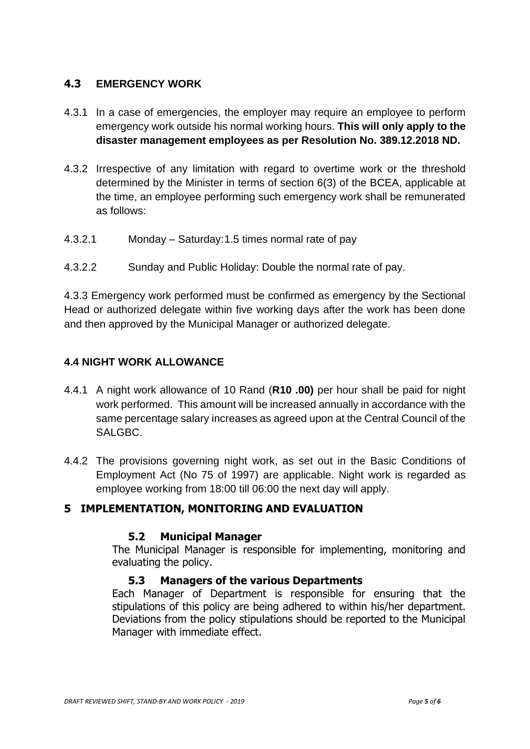## 4.3 EMERGENCY WORK

4.3.1 In a case of emergencies, the employer may require an employee to perform emergency work outside his normal working hours. **This will only apply to the disaster management employees as per Resolution No. 389.12.2018 ND.**

4.3.2 Irrespective of any limitation with regard to overtime work or the threshold determined by the Minister in terms of section 6(3) of the BCEA, applicable at the time, an employee performing such emergency work shall be remunerated as follows:

4.3.2.1 Monday – Saturday:1.5 times normal rate of pay

4.3.2.2 Sunday and Public Holiday: Double the normal rate of pay.

4.3.3 Emergency work performed must be confirmed as emergency by the Sectional Head or authorized delegate within five working days after the work has been done and then approved by the Municipal Manager or authorized delegate.

### 4.4 NIGHT WORK ALLOWANCE

4.4.1 A night work allowance of 10 Rand (**R10 .00)** per hour shall be paid for night work performed. This amount will be increased annually in accordance with the same percentage salary increases as agreed upon at the Central Council of the SALGBC.

4.4.2 The provisions governing night work, as set out in the Basic Conditions of Employment Act (No 75 of 1997) are applicable. Night work is regarded as employee working from 18:00 till 06:00 the next day will apply.

## 5 IMPLEMENTATION, MONITORING AND EVALUATION

### 5.2 Municipal Manager

The Municipal Manager is responsible for implementing, monitoring and evaluating the policy.

### 5.3 Managers of the various Departments

Each Manager of Department is responsible for ensuring that the stipulations of this policy are being adhered to within his/her department. Deviations from the policy stipulations should be reported to the Municipal Manager with immediate effect.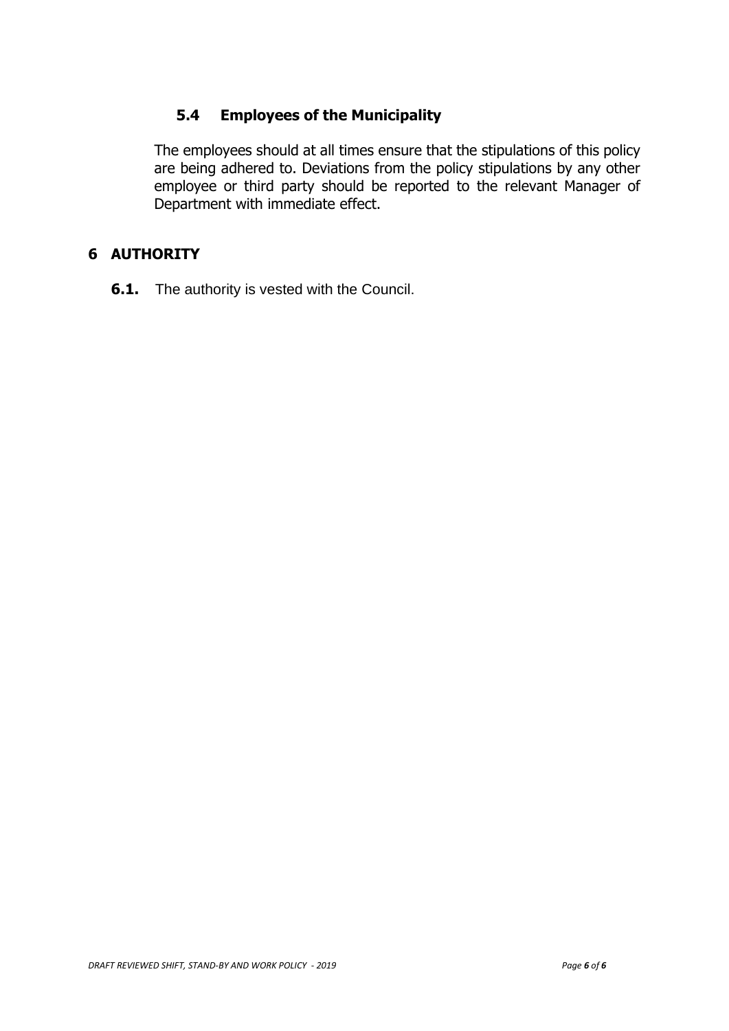### 5.4 Employees of the Municipality

The employees should at all times ensure that the stipulations of this policy are being adhered to. Deviations from the policy stipulations by any other employee or third party should be reported to the relevant Manager of Department with immediate effect.

## 6 AUTHORITY

**6.1.** The authority is vested with the Council.